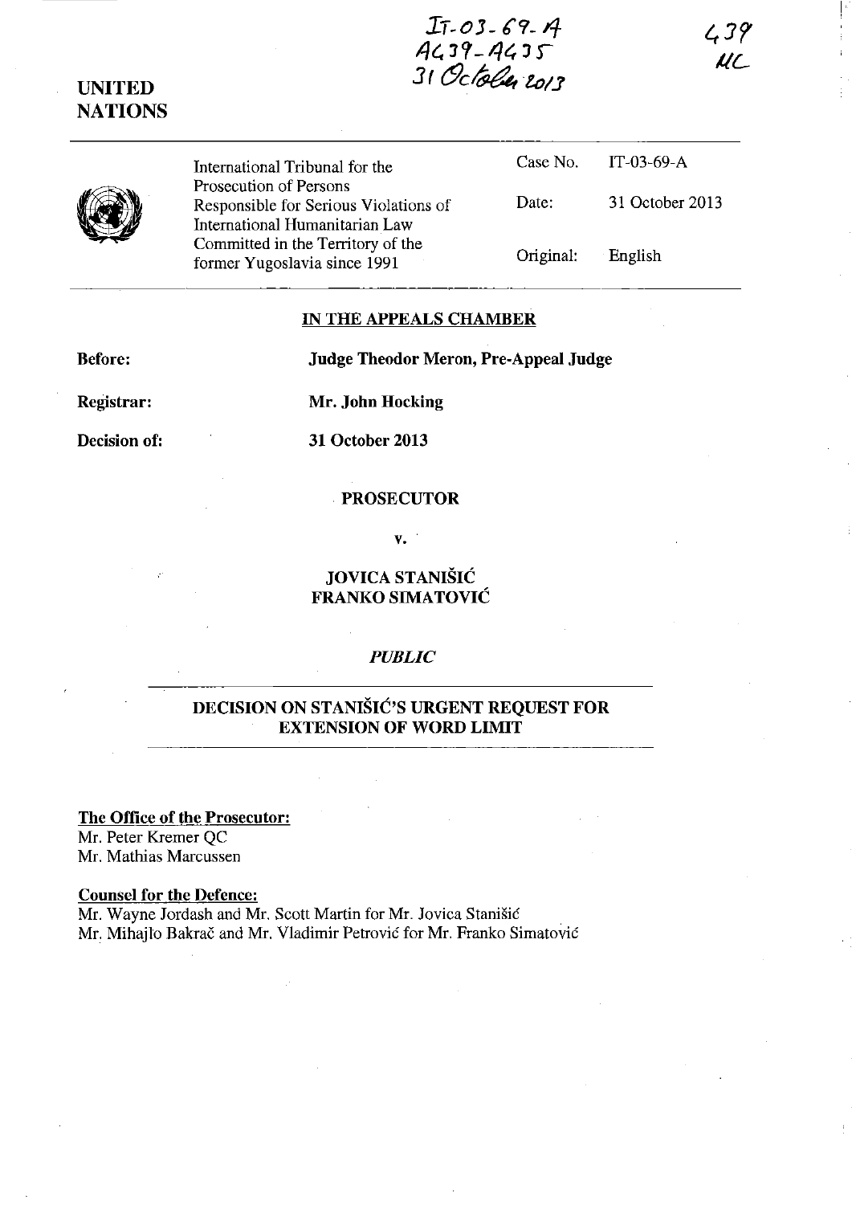IT-03-69-A
A439-A435
31 October 2013

439
MC

**UNITED NATIONS**

| International Tribunal for the Prosecution of Persons Responsible for Serious Violations of International Humanitarian Law Committed in the Territory of the former Yugoslavia since 1991 | Case No. | IT-03-69-A |
|---|---|---|
| | Date: | 31 October 2013 |
| | Original: | English |

**IN THE APPEALS CHAMBER**

**Before:** **Judge Theodor Meron, Pre-Appeal Judge**

**Registrar:** **Mr. John Hocking**

**Decision of:** **31 October 2013**

**PROSECUTOR**

**v.**

**JOVICA STANIŠIĆ**
**FRANKO SIMATOVIĆ**

***PUBLIC***

**DECISION ON STANIŠIĆ'S URGENT REQUEST FOR EXTENSION OF WORD LIMIT**

**The Office of the Prosecutor:**
Mr. Peter Kremer QC
Mr. Mathias Marcussen

**Counsel for the Defence:**
Mr. Wayne Jordash and Mr. Scott Martin for Mr. Jovica Stanišić
Mr. Mihajlo Bakrač and Mr. Vladimir Petrović for Mr. Franko Simatović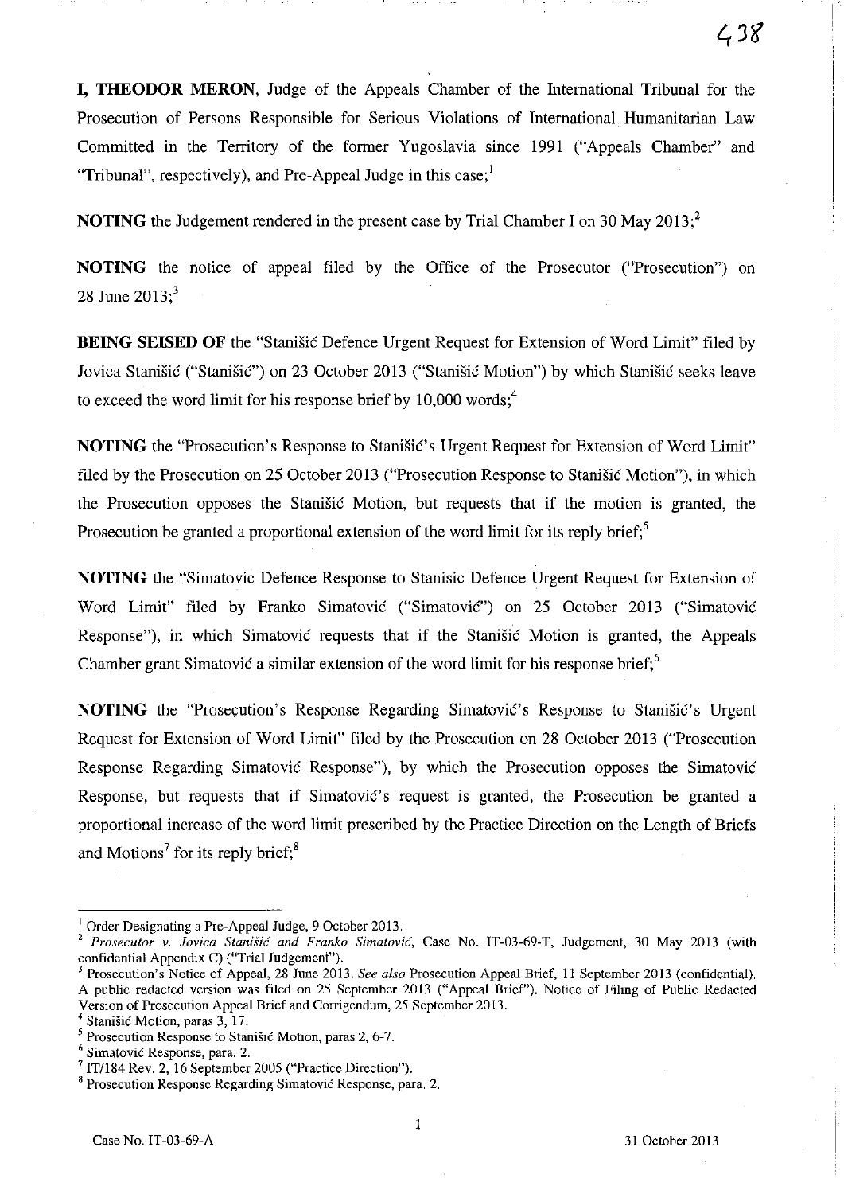**I, THEODOR MERON**, Judge of the Appeals Chamber of the International Tribunal for the Prosecution of Persons Responsible for Serious Violations of International Humanitarian Law Committed in the Territory of the former Yugoslavia since 1991 ("Appeals Chamber" and "Tribunal", respectively), and Pre-Appeal Judge in this case;[1]

**NOTING** the Judgement rendered in the present case by Trial Chamber I on 30 May 2013;[2]

**NOTING** the notice of appeal filed by the Office of the Prosecutor ("Prosecution") on 28 June 2013;[3]

**BEING SEISED OF** the "Stanišić Defence Urgent Request for Extension of Word Limit" filed by Jovica Stanišić ("Stanišić") on 23 October 2013 ("Stanišić Motion") by which Stanišić seeks leave to exceed the word limit for his response brief by 10,000 words;[4]

**NOTING** the "Prosecution's Response to Stanišić's Urgent Request for Extension of Word Limit" filed by the Prosecution on 25 October 2013 ("Prosecution Response to Stanišić Motion"), in which the Prosecution opposes the Stanišić Motion, but requests that if the motion is granted, the Prosecution be granted a proportional extension of the word limit for its reply brief;[5]

**NOTING** the "Simatovic Defence Response to Stanisic Defence Urgent Request for Extension of Word Limit" filed by Franko Simatović ("Simatović") on 25 October 2013 ("Simatović Response"), in which Simatović requests that if the Stanišić Motion is granted, the Appeals Chamber grant Simatović a similar extension of the word limit for his response brief;[6]

**NOTING** the "Prosecution's Response Regarding Simatović's Response to Stanišić's Urgent Request for Extension of Word Limit" filed by the Prosecution on 28 October 2013 ("Prosecution Response Regarding Simatović Response"), by which the Prosecution opposes the Simatović Response, but requests that if Simatović's request is granted, the Prosecution be granted a proportional increase of the word limit prescribed by the Practice Direction on the Length of Briefs and Motions[7] for its reply brief;[8]

---

[1] Order Designating a Pre-Appeal Judge, 9 October 2013.

[2] *Prosecutor v. Jovica Stanišić and Franko Simatović*, Case No. IT-03-69-T, Judgement, 30 May 2013 (with confidential Appendix C) ("Trial Judgement").

[3] Prosecution's Notice of Appeal, 28 June 2013. *See also* Prosecution Appeal Brief, 11 September 2013 (confidential). A public redacted version was filed on 25 September 2013 ("Appeal Brief"). Notice of Filing of Public Redacted Version of Prosecution Appeal Brief and Corrigendum, 25 September 2013.

[4] Stanišić Motion, paras 3, 17.

[5] Prosecution Response to Stanišić Motion, paras 2, 6-7.

[6] Simatović Response, para. 2.

[7] IT/184 Rev. 2, 16 September 2005 ("Practice Direction").

[8] Prosecution Response Regarding Simatović Response, para. 2.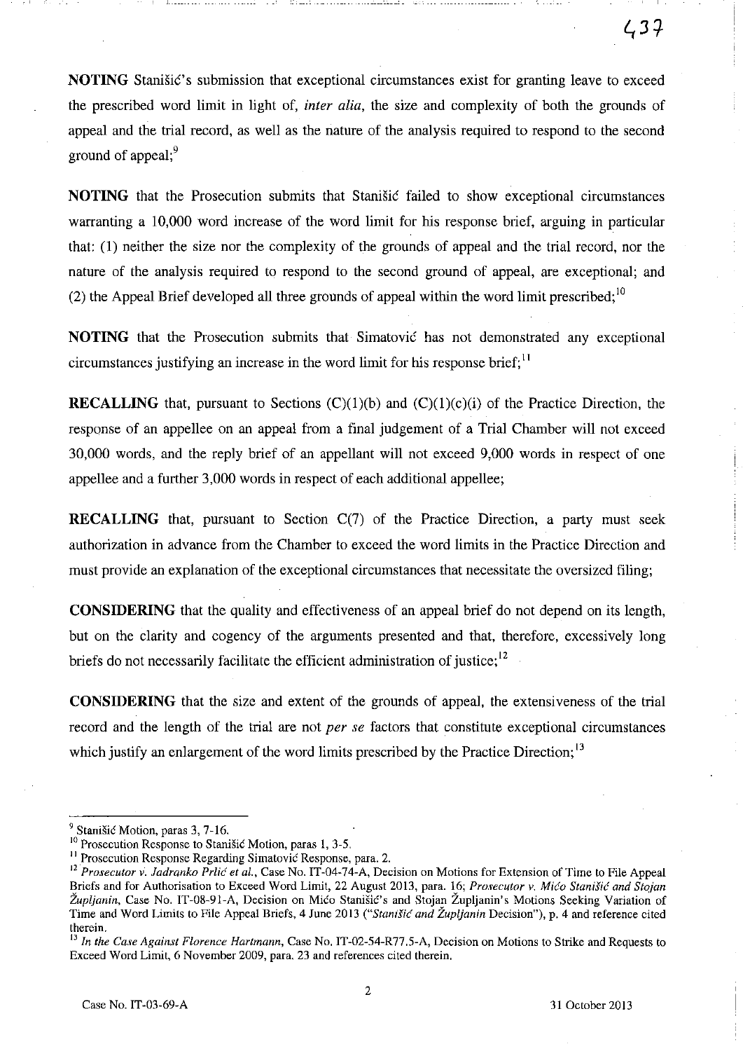**NOTING** Stanišić's submission that exceptional circumstances exist for granting leave to exceed the prescribed word limit in light of, *inter alia*, the size and complexity of both the grounds of appeal and the trial record, as well as the nature of the analysis required to respond to the second ground of appeal;[9]

**NOTING** that the Prosecution submits that Stanišić failed to show exceptional circumstances warranting a 10,000 word increase of the word limit for his response brief, arguing in particular that: (1) neither the size nor the complexity of the grounds of appeal and the trial record, nor the nature of the analysis required to respond to the second ground of appeal, are exceptional; and (2) the Appeal Brief developed all three grounds of appeal within the word limit prescribed;[10]

**NOTING** that the Prosecution submits that Simatović has not demonstrated any exceptional circumstances justifying an increase in the word limit for his response brief;[11]

**RECALLING** that, pursuant to Sections (C)(1)(b) and (C)(1)(c)(i) of the Practice Direction, the response of an appellee on an appeal from a final judgement of a Trial Chamber will not exceed 30,000 words, and the reply brief of an appellant will not exceed 9,000 words in respect of one appellee and a further 3,000 words in respect of each additional appellee;

**RECALLING** that, pursuant to Section C(7) of the Practice Direction, a party must seek authorization in advance from the Chamber to exceed the word limits in the Practice Direction and must provide an explanation of the exceptional circumstances that necessitate the oversized filing;

**CONSIDERING** that the quality and effectiveness of an appeal brief do not depend on its length, but on the clarity and cogency of the arguments presented and that, therefore, excessively long briefs do not necessarily facilitate the efficient administration of justice;[12]

**CONSIDERING** that the size and extent of the grounds of appeal, the extensiveness of the trial record and the length of the trial are not *per se* factors that constitute exceptional circumstances which justify an enlargement of the word limits prescribed by the Practice Direction;[13]

---

[9] Stanišić Motion, paras 3, 7-16.

[10] Prosecution Response to Stanišić Motion, paras 1, 3-5.

[11] Prosecution Response Regarding Simatović Response, para. 2.

[12] *Prosecutor v. Jadranko Prlić et al.*, Case No. IT-04-74-A, Decision on Motions for Extension of Time to File Appeal Briefs and for Authorisation to Exceed Word Limit, 22 August 2013, para. 16; *Prosecutor v. Mićo Stanišić and Stojan Župljanin*, Case No. IT-08-91-A, Decision on Mićo Stanišić's and Stojan Župljanin's Motions Seeking Variation of Time and Word Limits to File Appeal Briefs, 4 June 2013 ("*Stanišić and Župljanin* Decision"), p. 4 and reference cited therein.

[13] *In the Case Against Florence Hartmann*, Case No. IT-02-54-R77.5-A, Decision on Motions to Strike and Requests to Exceed Word Limit, 6 November 2009, para. 23 and references cited therein.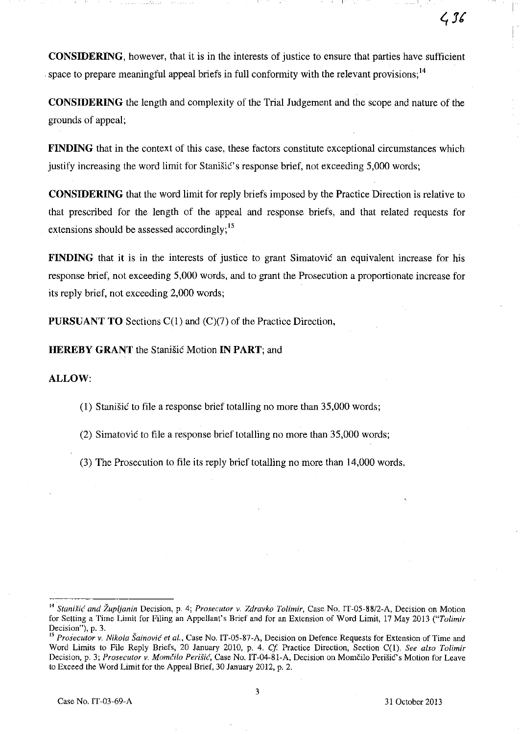**CONSIDERING**, however, that it is in the interests of justice to ensure that parties have sufficient space to prepare meaningful appeal briefs in full conformity with the relevant provisions;[14]

**CONSIDERING** the length and complexity of the Trial Judgement and the scope and nature of the grounds of appeal;

**FINDING** that in the context of this case, these factors constitute exceptional circumstances which justify increasing the word limit for Stanišić's response brief, not exceeding 5,000 words;

**CONSIDERING** that the word limit for reply briefs imposed by the Practice Direction is relative to that prescribed for the length of the appeal and response briefs, and that related requests for extensions should be assessed accordingly;[15]

**FINDING** that it is in the interests of justice to grant Simatović an equivalent increase for his response brief, not exceeding 5,000 words, and to grant the Prosecution a proportionate increase for its reply brief, not exceeding 2,000 words;

**PURSUANT TO** Sections C(1) and (C)(7) of the Practice Direction,

**HEREBY GRANT** the Stanišić Motion **IN PART**; and

**ALLOW**:

(1) Stanišić to file a response brief totalling no more than 35,000 words;

(2) Simatović to file a response brief totalling no more than 35,000 words;

(3) The Prosecution to file its reply brief totalling no more than 14,000 words.

---

[14] *Stanišić and Župljanin* Decision, p. 4; *Prosecutor v. Zdravko Tolimir*, Case No. IT-05-88/2-A, Decision on Motion for Setting a Time Limit for Filing an Appellant's Brief and for an Extension of Word Limit, 17 May 2013 ("*Tolimir* Decision"), p. 3.

[15] *Prosecutor v. Nikola Šainović et al.*, Case No. IT-05-87-A, Decision on Defence Requests for Extension of Time and Word Limits to File Reply Briefs, 20 January 2010, p. 4. *Cf.* Practice Direction, Section C(1). *See also Tolimir* Decision, p. 3; *Prosecutor v. Momčilo Perišić*, Case No. IT-04-81-A, Decision on Momčilo Perišić's Motion for Leave to Exceed the Word Limit for the Appeal Brief, 30 January 2012, p. 2.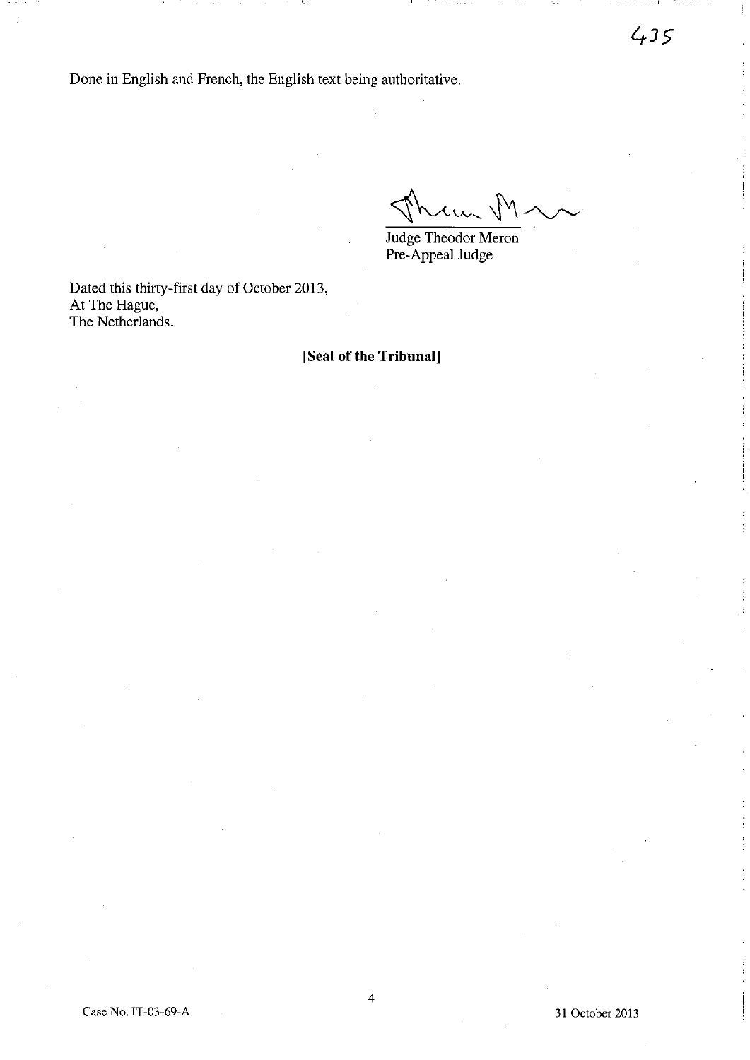Done in English and French, the English text being authoritative.

Judge Theodor Meron
Pre-Appeal Judge

Dated this thirty-first day of October 2013,
At The Hague,
The Netherlands.

**[Seal of the Tribunal]**